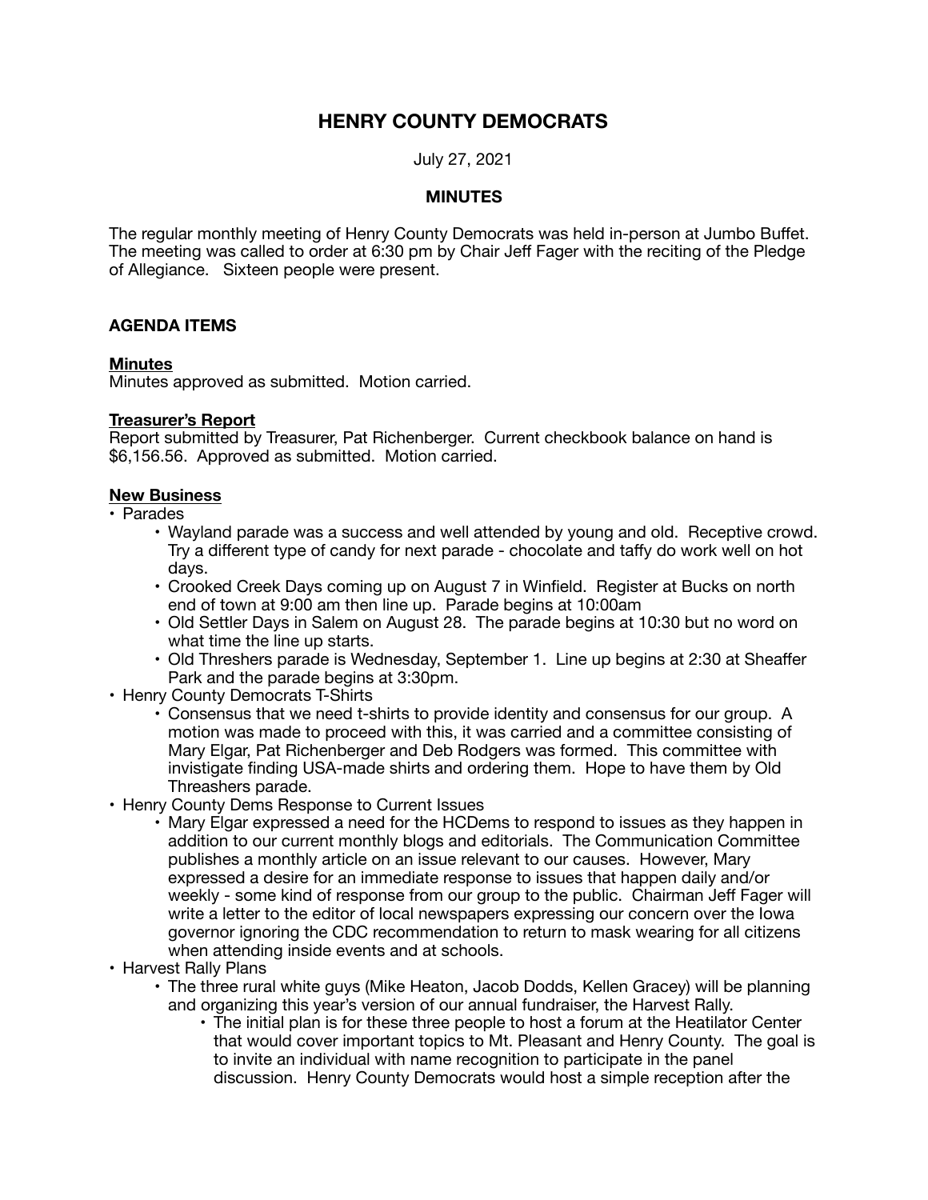# HENRY COUNTY DEMOCRATS

July 27, 2021

## MINUTES

The regular monthly meeting of Henry County Democrats was held in-person at Jumbo Buffet. The meeting was called to order at 6:30 pm by Chair Jeff Fager with the reciting of the Pledge of Allegiance. Sixteen people were present.

### AGENDA ITEMS

**Minutes**

Minutes approved as submitted. Motion carried.

**Treasurer's Report**

Report submitted by Treasurer, Pat Richenberger. Current checkbook balance on hand is $6,156.56. Approved as submitted. Motion carried.

**New Business**

- Parades
  - Wayland parade was a success and well attended by young and old. Receptive crowd. Try a different type of candy for next parade - chocolate and taffy do work well on hot days.
  - Crooked Creek Days coming up on August 7 in Winfield. Register at Bucks on north end of town at 9:00 am then line up. Parade begins at 10:00am
  - Old Settler Days in Salem on August 28. The parade begins at 10:30 but no word on what time the line up starts.
  - Old Threshers parade is Wednesday, September 1. Line up begins at 2:30 at Sheaffer Park and the parade begins at 3:30pm.
- Henry County Democrats T-Shirts
  - Consensus that we need t-shirts to provide identity and consensus for our group. A motion was made to proceed with this, it was carried and a committee consisting of Mary Elgar, Pat Richenberger and Deb Rodgers was formed. This committee with invistigate finding USA-made shirts and ordering them. Hope to have them by Old Threashers parade.
- Henry County Dems Response to Current Issues
  - Mary Elgar expressed a need for the HCDems to respond to issues as they happen in addition to our current monthly blogs and editorials. The Communication Committee publishes a monthly article on an issue relevant to our causes. However, Mary expressed a desire for an immediate response to issues that happen daily and/or weekly - some kind of response from our group to the public. Chairman Jeff Fager will write a letter to the editor of local newspapers expressing our concern over the Iowa governor ignoring the CDC recommendation to return to mask wearing for all citizens when attending inside events and at schools.
- Harvest Rally Plans
  - The three rural white guys (Mike Heaton, Jacob Dodds, Kellen Gracey) will be planning and organizing this year's version of our annual fundraiser, the Harvest Rally.
    - The initial plan is for these three people to host a forum at the Heatilator Center that would cover important topics to Mt. Pleasant and Henry County. The goal is to invite an individual with name recognition to participate in the panel discussion. Henry County Democrats would host a simple reception after the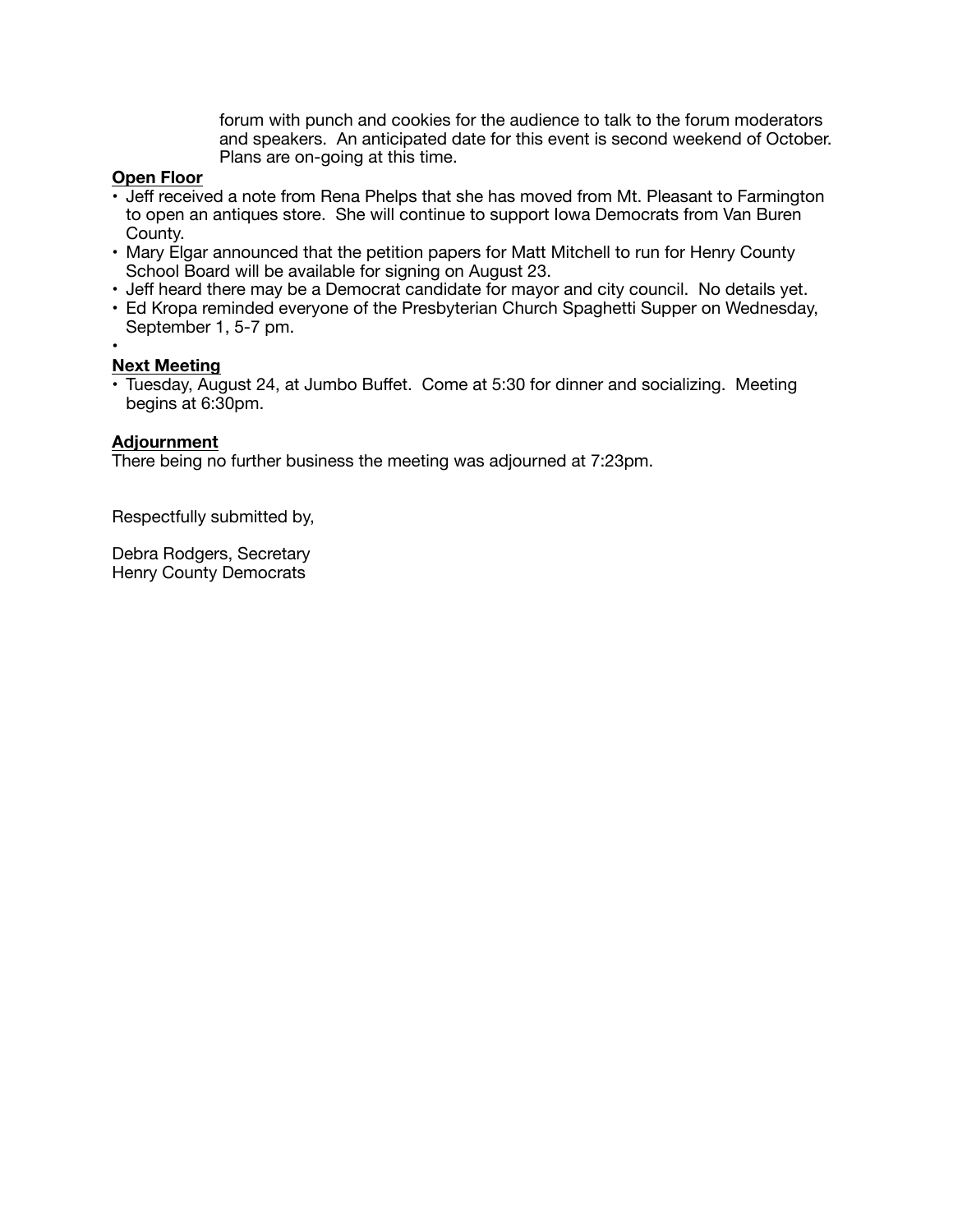forum with punch and cookies for the audience to talk to the forum moderators and speakers. An anticipated date for this event is second weekend of October. Plans are on-going at this time.

**Open Floor**

- Jeff received a note from Rena Phelps that she has moved from Mt. Pleasant to Farmington to open an antiques store. She will continue to support Iowa Democrats from Van Buren County.
- Mary Elgar announced that the petition papers for Matt Mitchell to run for Henry County School Board will be available for signing on August 23.
- Jeff heard there may be a Democrat candidate for mayor and city council. No details yet.
- Ed Kropa reminded everyone of the Presbyterian Church Spaghetti Supper on Wednesday, September 1, 5-7 pm.
- 

**Next Meeting**

- Tuesday, August 24, at Jumbo Buffet. Come at 5:30 for dinner and socializing. Meeting begins at 6:30pm.

**Adjournment**

There being no further business the meeting was adjourned at 7:23pm.

Respectfully submitted by,

Debra Rodgers, Secretary
Henry County Democrats